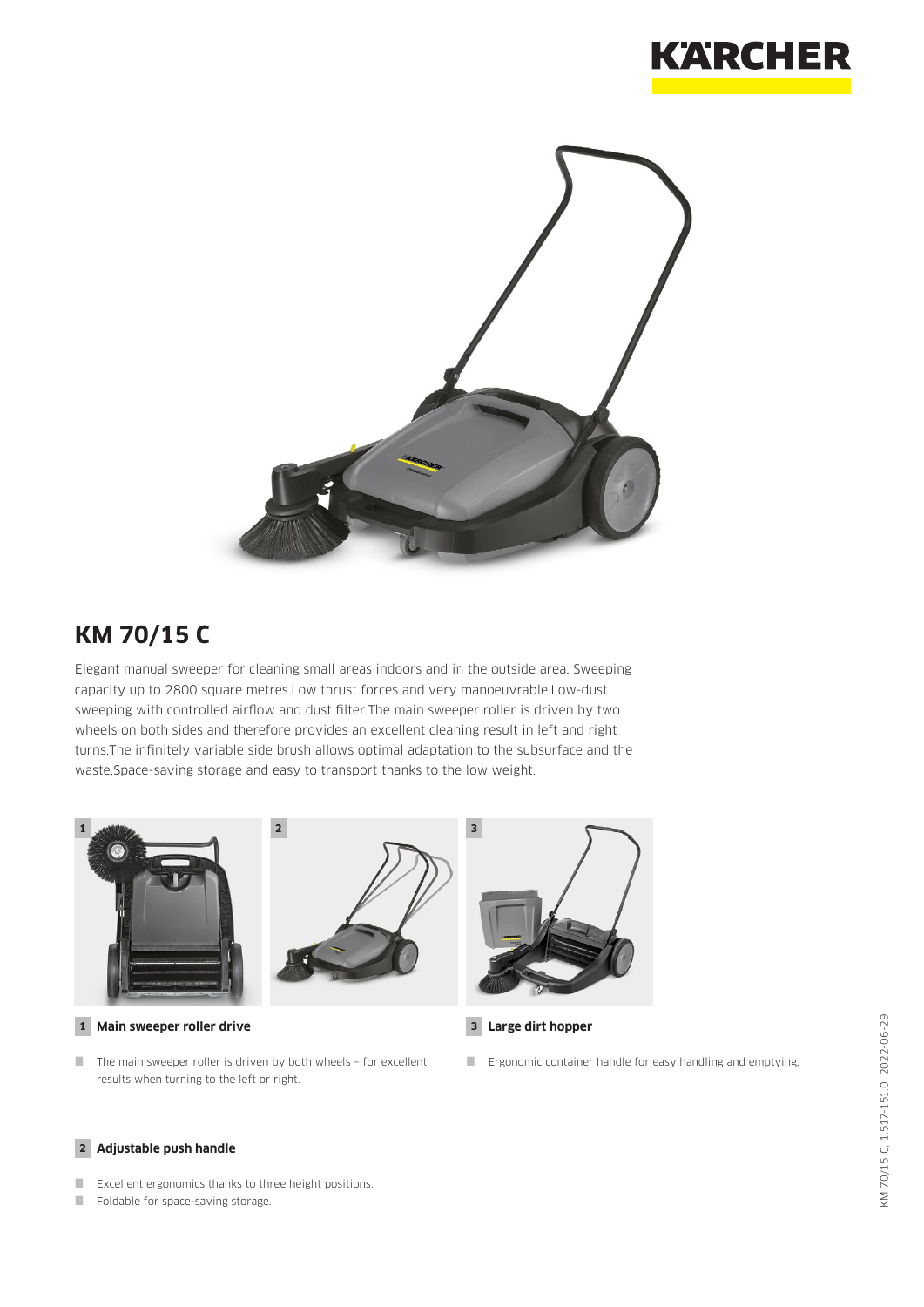# KM 70/15 C

Elegant manual sweeper for cleaning small areas indoors and in the outside area. Sweeping capacity up to 2800 square metres.Low thrust forces and very manoeuvrable.Low-dust sweeping with controlled airflow and dust filter.The main sweeper roller is driven by two wheels on both sides and therefore provides an excellent cleaning result in left and right turns.The infinitely variable side brush allows optimal adaptation to the subsurface and the waste.Space-saving storage and easy to transport thanks to the low weight.

**1 Main sweeper roller drive**

- The main sweeper roller is driven by both wheels – for excellent results when turning to the left or right.

**3 Large dirt hopper**

- Ergonomic container handle for easy handling and emptying.

**2 Adjustable push handle**

- Excellent ergonomics thanks to three height positions.
- Foldable for space-saving storage.

KM 70/15 C, 1.517-151.0, 2022-06-29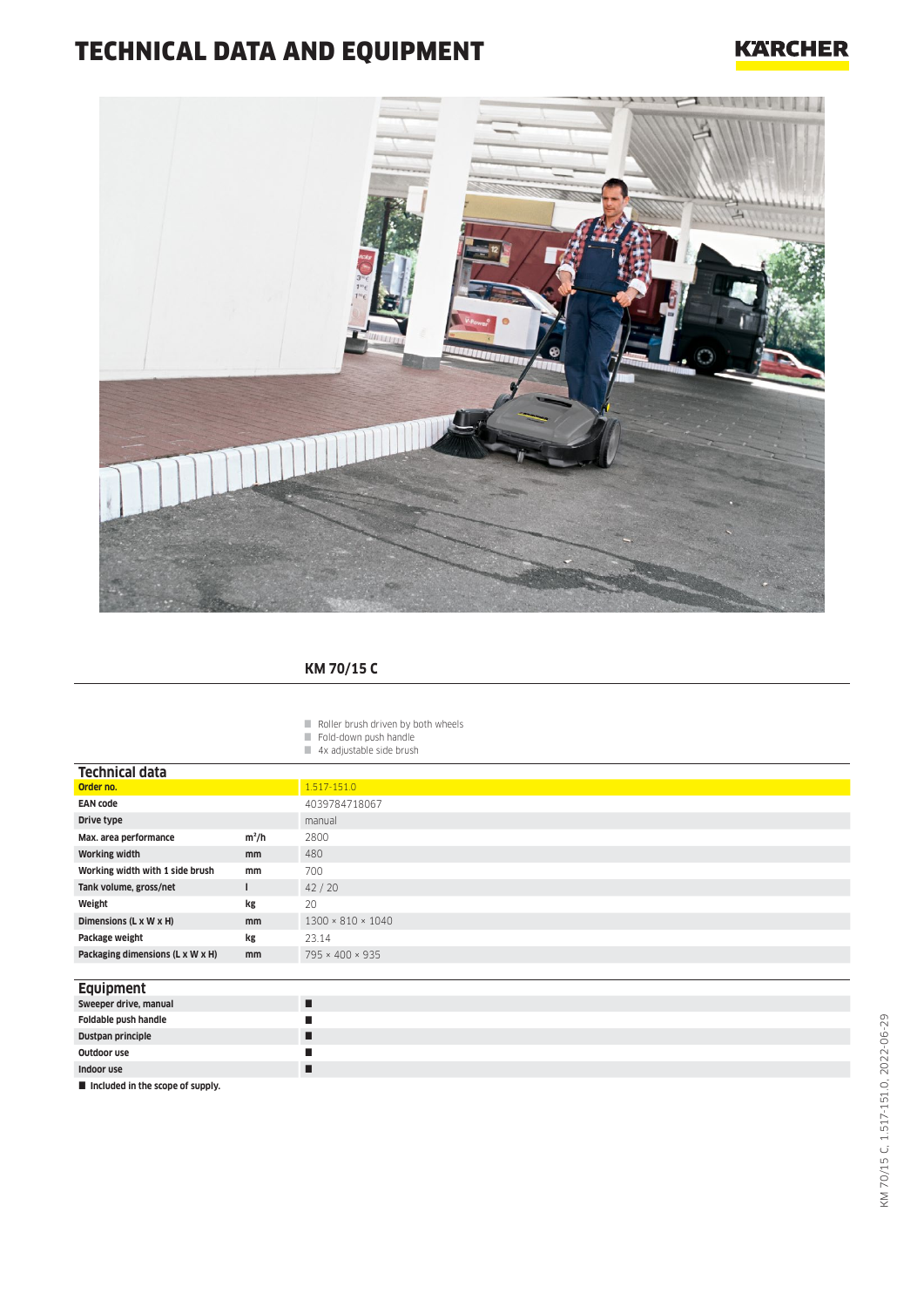# TECHNICAL DATA AND EQUIPMENT

KÄRCHER

## KM 70/15 C

- Roller brush driven by both wheels
- Fold-down push handle
- 4x adjustable side brush

### Technical data

| | | |
|---|---|---|
| **Order no.** | | 1.517-151.0 |
| **EAN code** | | 4039784718067 |
| **Drive type** | | manual |
| **Max. area performance** | **m²/h** | 2800 |
| **Working width** | **mm** | 480 |
| **Working width with 1 side brush** | **mm** | 700 |
| **Tank volume, gross/net** | **l** | 42 / 20 |
| **Weight** | **kg** | 20 |
| **Dimensions (L x W x H)** | **mm** | 1300 × 810 × 1040 |
| **Package weight** | **kg** | 23.14 |
| **Packaging dimensions (L x W x H)** | **mm** | 795 × 400 × 935 |

### Equipment

| | |
|---|---|
| **Sweeper drive, manual** | ■ |
| **Foldable push handle** | ■ |
| **Dustpan principle** | ■ |
| **Outdoor use** | ■ |
| **Indoor use** | ■ |

■ **Included in the scope of supply.**

KM 70/15 C, 1.517-151.0, 2022-06-29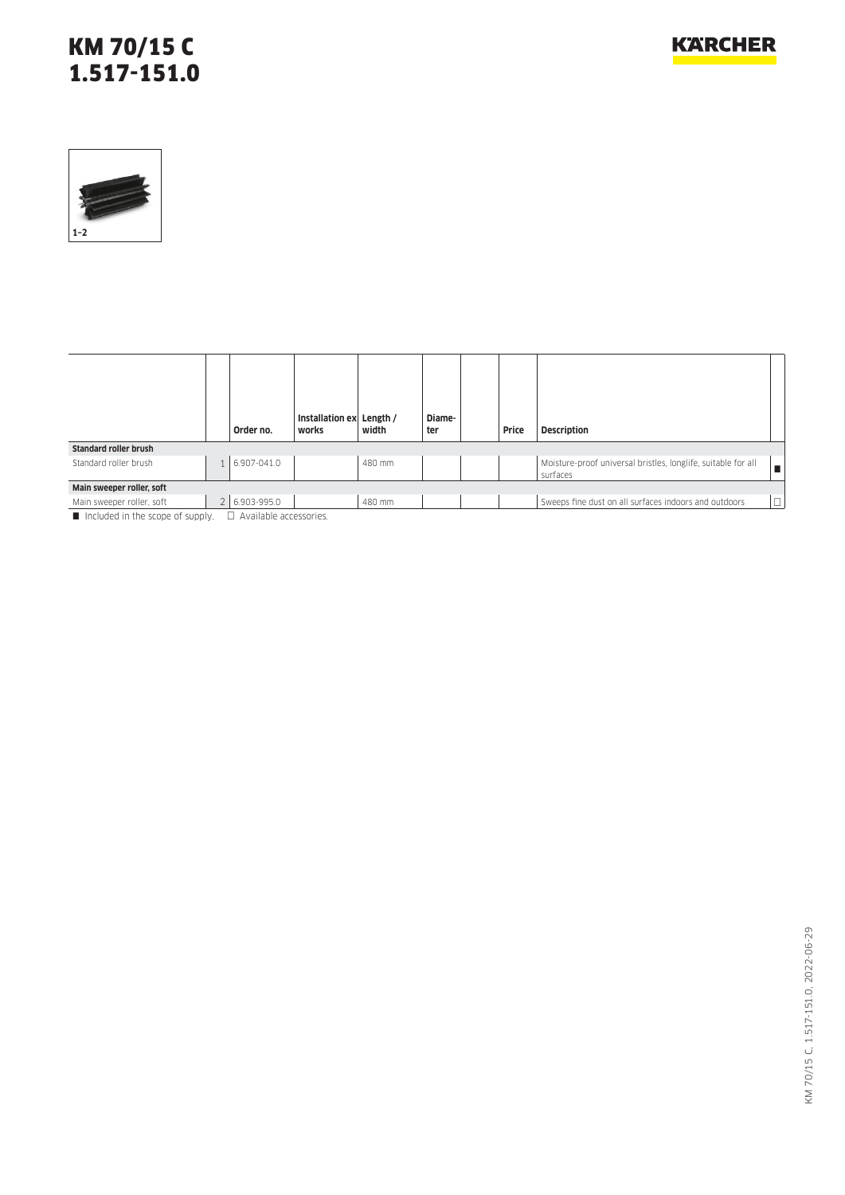# KM 70/15 C
# 1.517-151.0

1–2

| | | Order no. | Installation ex works | Length / width | Diameter | | Price | Description | |
|---|---|---|---|---|---|---|---|---|---|
| **Standard roller brush** | | | | | | | | | |
| Standard roller brush | 1 | 6.907-041.0 | | 480 mm | | | | Moisture-proof universal bristles, longlife, suitable for all surfaces | ■ |
| **Main sweeper roller, soft** | | | | | | | | | |
| Main sweeper roller, soft | 2 | 6.903-995.0 | | 480 mm | | | | Sweeps fine dust on all surfaces indoors and outdoors | □ |

■ Included in the scope of supply. □ Available accessories.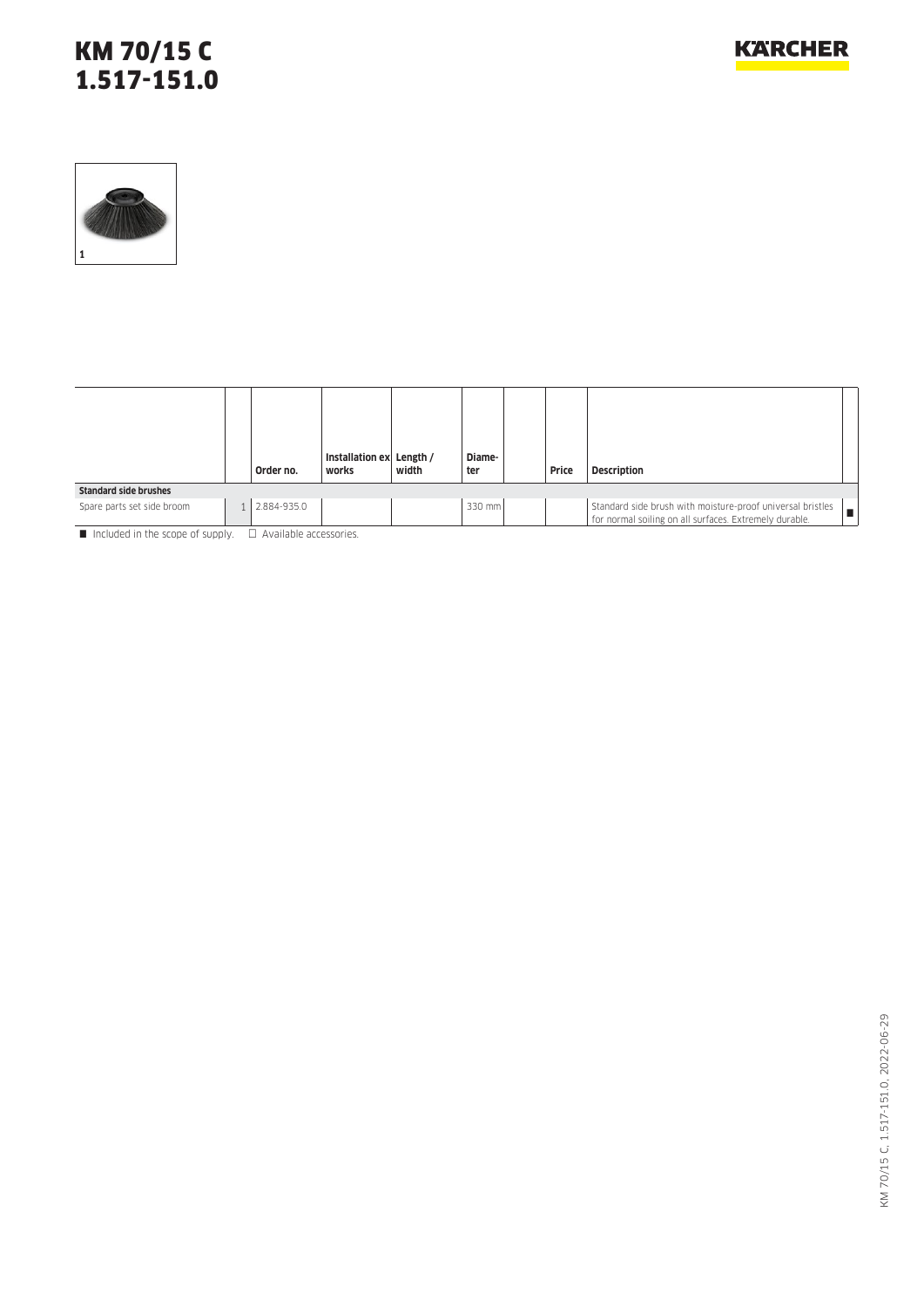# KM 70/15 C
# 1.517-151.0

1

| | | Order no. | Installation ex works | Length / width | Diameter | | Price | Description | |
|---|---|---|---|---|---|---|---|---|---|
| **Standard side brushes** | | | | | | | | | |
| Spare parts set side broom | 1 | 2.884-935.0 | | | 330 mm | | | Standard side brush with moisture-proof universal bristles for normal soiling on all surfaces. Extremely durable. | ■ |

■ Included in the scope of supply. □ Available accessories.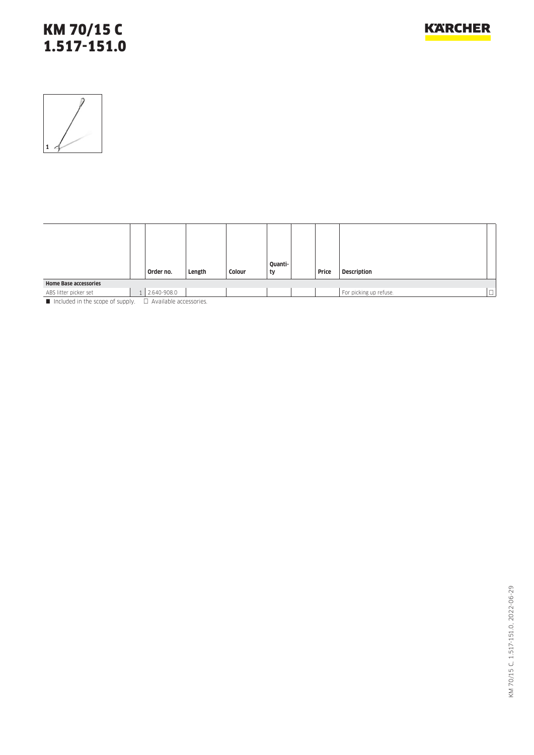# KM 70/15 C
# 1.517-151.0

| | | Order no. | Length | Colour | Quanti-ty | | Price | Description | |
|---|---|---|---|---|---|---|---|---|---|
| **Home Base accessories** | | | | | | | | | |
| ABS litter picker set | 1 | 2.640-908.0 | | | | | | For picking up refuse. | □ |

■ Included in the scope of supply. □ Available accessories.